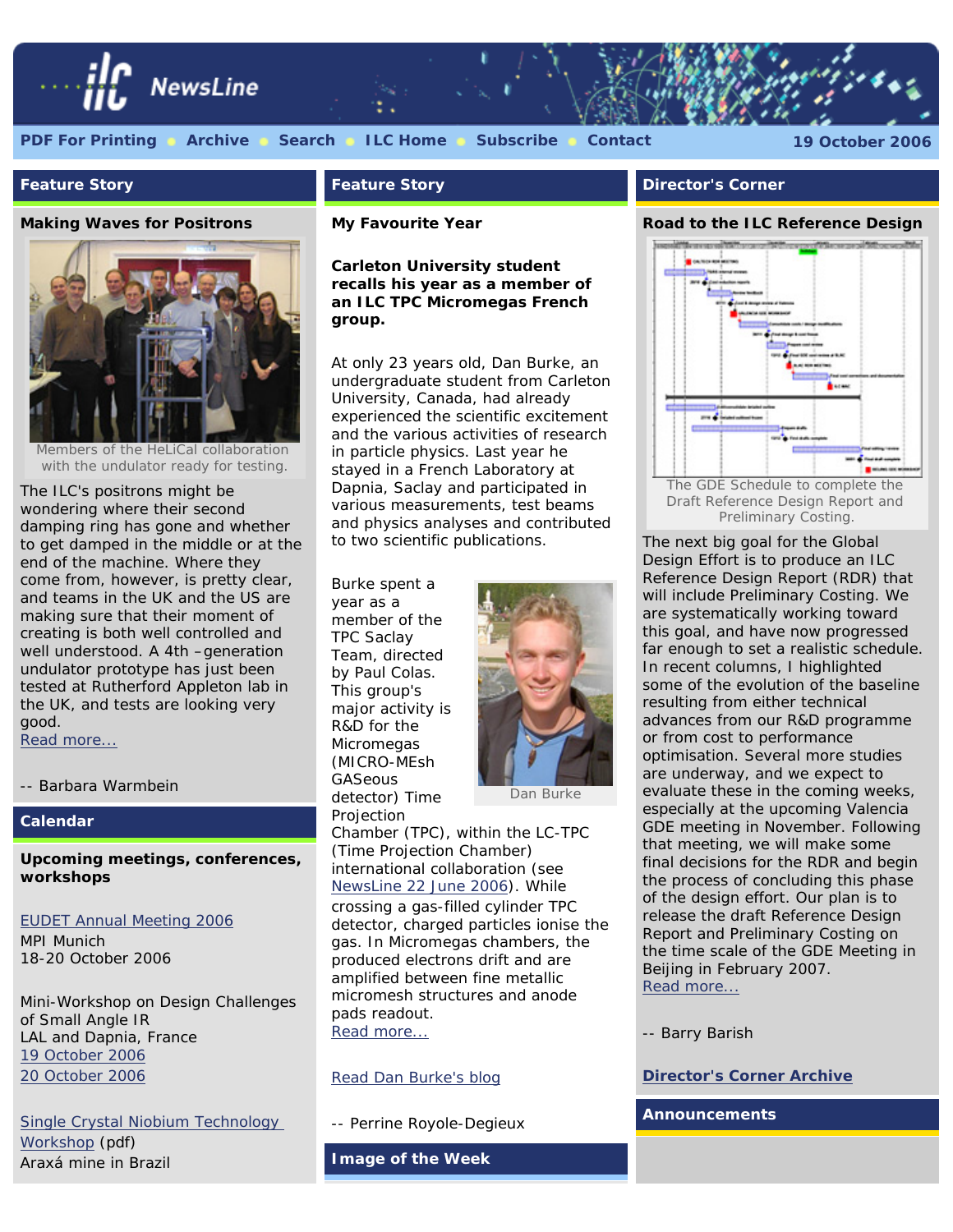# ILC NewsLine

PDF For Printing • Archive • Search • ILC Home • Subscribe • Contact

19 October 2006

## Feature Story

### Making Waves for Positrons

Members of the HeLiCal collaboration with the undulator ready for testing.

The ILC's positrons might be wondering where their second damping ring has gone and whether to get damped in the middle or at the end of the machine. Where they come from, however, is pretty clear, and teams in the UK and the US are making sure that their moment of creating is both well controlled and well understood. A 4th –generation undulator prototype has just been tested at Rutherford Appleton lab in the UK, and tests are looking very good.
Read more...

-- Barbara Warmbein

## Calendar

**Upcoming meetings, conferences, workshops**

EUDET Annual Meeting 2006
MPI Munich
18-20 October 2006

Mini-Workshop on Design Challenges of Small Angle IR
LAL and Dapnia, France
19 October 2006
20 October 2006

Single Crystal Niobium Technology Workshop (pdf)
Araxá mine in Brazil

## Feature Story

### My Favourite Year

**Carleton University student recalls his year as a member of an ILC TPC Micromegas French group.**

At only 23 years old, Dan Burke, an undergraduate student from Carleton University, Canada, had already experienced the scientific excitement and the various activities of research in particle physics. Last year he stayed in a French Laboratory at Dapnia, Saclay and participated in various measurements, test beams and physics analyses and contributed to two scientific publications.

Dan Burke

Burke spent a year as a member of the TPC Saclay Team, directed by Paul Colas. This group's major activity is R&D for the Micromegas (MICRO-MEsh GASeous detector) Time Projection Chamber (TPC), within the LC-TPC (Time Projection Chamber) international collaboration (see NewsLine 22 June 2006). While crossing a gas-filled cylinder TPC detector, charged particles ionise the gas. In Micromegas chambers, the produced electrons drift and are amplified between fine metallic micromesh structures and anode pads readout.
Read more...

Read Dan Burke's blog

-- Perrine Royole-Degieux

## Image of the Week

## Director's Corner

### Road to the ILC Reference Design

The GDE Schedule to complete the Draft Reference Design Report and Preliminary Costing.

The next big goal for the Global Design Effort is to produce an ILC Reference Design Report (RDR) that will include Preliminary Costing. We are systematically working toward this goal, and have now progressed far enough to set a realistic schedule. In recent columns, I highlighted some of the evolution of the baseline resulting from either technical advances from our R&D programme or from cost to performance optimisation. Several more studies are underway, and we expect to evaluate these in the coming weeks, especially at the upcoming Valencia GDE meeting in November. Following that meeting, we will make some final decisions for the RDR and begin the process of concluding this phase of the design effort. Our plan is to release the draft Reference Design Report and Preliminary Costing on the time scale of the GDE Meeting in Beijing in February 2007.
Read more...

-- Barry Barish

**Director's Corner Archive**

## Announcements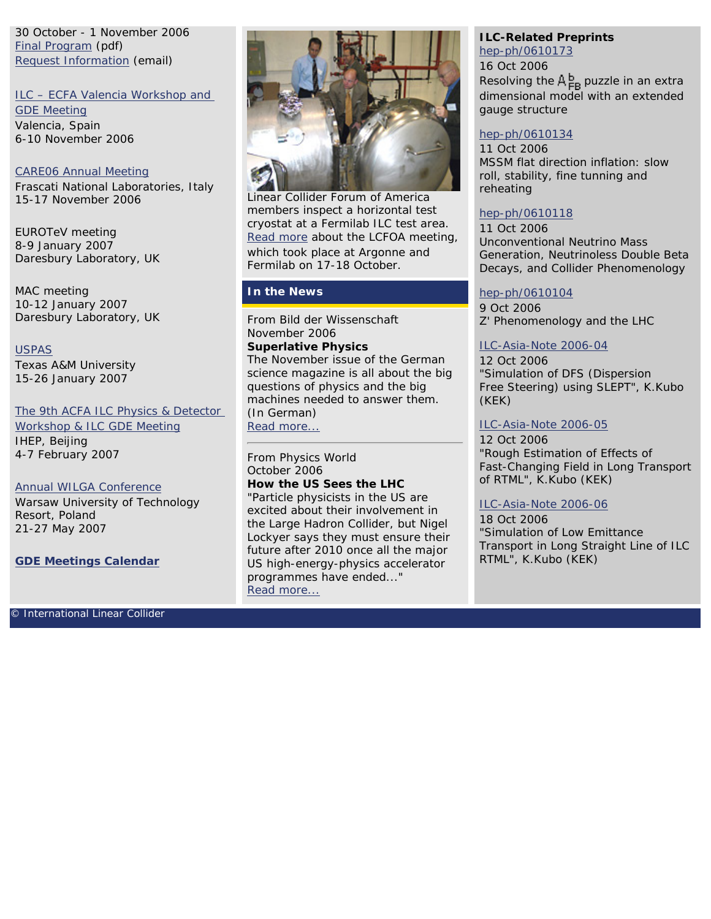30 October - 1 November 2006
Final Program (pdf)
Request Information (email)

ILC – ECFA Valencia Workshop and GDE Meeting
Valencia, Spain
6-10 November 2006

CARE06 Annual Meeting
Frascati National Laboratories, Italy
15-17 November 2006

EUROTeV meeting
8-9 January 2007
Daresbury Laboratory, UK

MAC meeting
10-12 January 2007
Daresbury Laboratory, UK

USPAS
Texas A&M University
15-26 January 2007

The 9th ACFA ILC Physics & Detector Workshop & ILC GDE Meeting
IHEP, Beijing
4-7 February 2007

Annual WILGA Conference
Warsaw University of Technology Resort, Poland
21-27 May 2007

**GDE Meetings Calendar**

Linear Collider Forum of America members inspect a horizontal test cryostat at a Fermilab ILC test area. Read more about the LCFOA meeting, which took place at Argonne and Fermilab on 17-18 October.

## In the News

From Bild der Wissenschaft
November 2006
**Superlative Physics**
The November issue of the German science magazine is all about the big questions of physics and the big machines needed to answer them. (In German)
Read more...

---

From Physics World
October 2006
**How the US Sees the LHC**
"Particle physicists in the US are excited about their involvement in the Large Hadron Collider, but Nigel Lockyer says they must ensure their future after 2010 once all the major US high-energy-physics accelerator programmes have ended..."
Read more...

**ILC-Related Preprints**

hep-ph/0610173
16 Oct 2006
Resolving the $A^b_{FB}$ puzzle in an extra dimensional model with an extended gauge structure

hep-ph/0610134
11 Oct 2006
MSSM flat direction inflation: slow roll, stability, fine tunning and reheating

hep-ph/0610118
11 Oct 2006
Unconventional Neutrino Mass Generation, Neutrinoless Double Beta Decays, and Collider Phenomenology

hep-ph/0610104
9 Oct 2006
Z' Phenomenology and the LHC

ILC-Asia-Note 2006-04
12 Oct 2006
"Simulation of DFS (Dispersion Free Steering) using SLEPT", K.Kubo (KEK)

ILC-Asia-Note 2006-05
12 Oct 2006
"Rough Estimation of Effects of Fast-Changing Field in Long Transport of RTML", K.Kubo (KEK)

ILC-Asia-Note 2006-06
18 Oct 2006
"Simulation of Low Emittance Transport in Long Straight Line of ILC RTML", K.Kubo (KEK)

© International Linear Collider